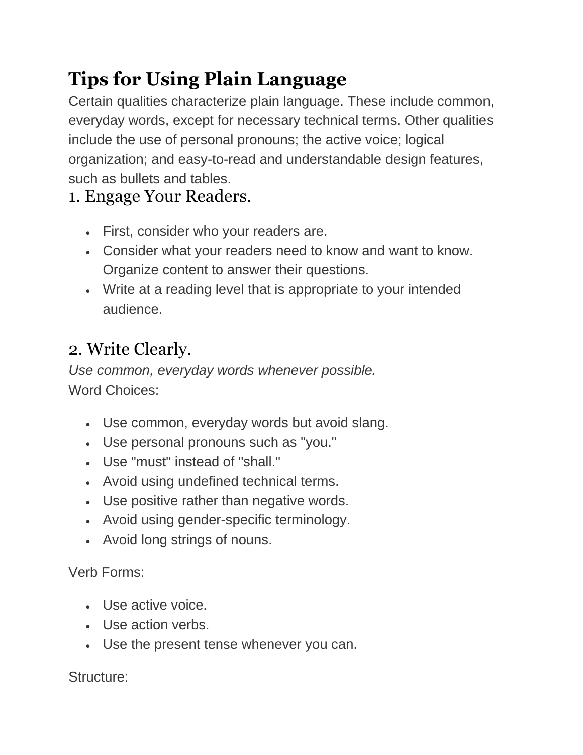# Tips for Using Plain Language

Certain qualities characterize plain language. These include common, everyday words, except for necessary technical terms. Other qualities include the use of personal pronouns; the active voice; logical organization; and easy-to-read and understandable design features, such as bullets and tables.

## 1. Engage Your Readers.

- First, consider who your readers are.
- Consider what your readers need to know and want to know. Organize content to answer their questions.
- Write at a reading level that is appropriate to your intended audience.

## 2. Write Clearly.

*Use common, everyday words whenever possible.*

Word Choices:

- Use common, everyday words but avoid slang.
- Use personal pronouns such as "you."
- Use "must" instead of "shall."
- Avoid using undefined technical terms.
- Use positive rather than negative words.
- Avoid using gender-specific terminology.
- Avoid long strings of nouns.

Verb Forms:

- Use active voice.
- Use action verbs.
- Use the present tense whenever you can.

Structure: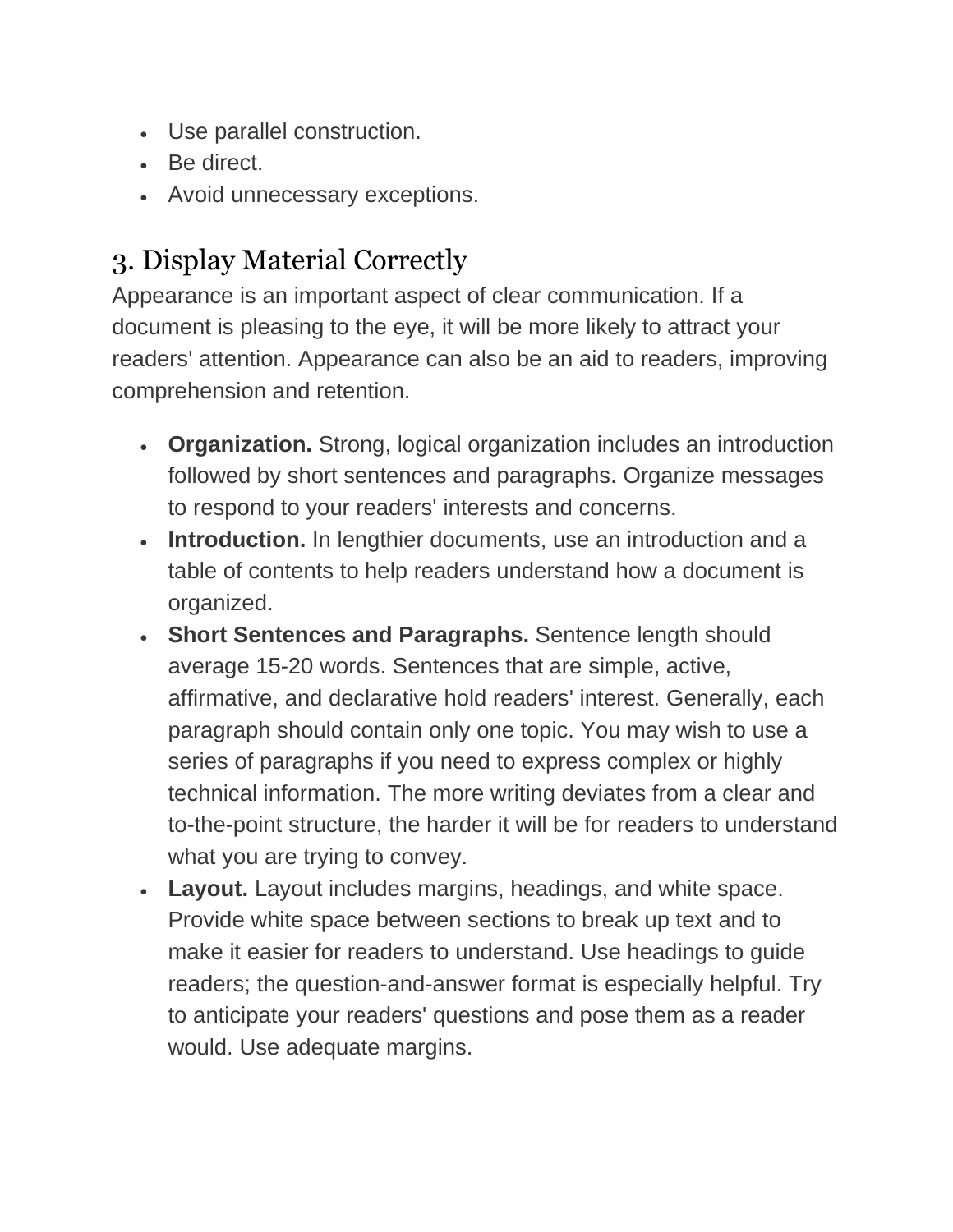- Use parallel construction.
- Be direct.
- Avoid unnecessary exceptions.

## 3. Display Material Correctly

Appearance is an important aspect of clear communication. If a document is pleasing to the eye, it will be more likely to attract your readers' attention. Appearance can also be an aid to readers, improving comprehension and retention.

- **Organization.** Strong, logical organization includes an introduction followed by short sentences and paragraphs. Organize messages to respond to your readers' interests and concerns.
- **Introduction.** In lengthier documents, use an introduction and a table of contents to help readers understand how a document is organized.
- **Short Sentences and Paragraphs.** Sentence length should average 15-20 words. Sentences that are simple, active, affirmative, and declarative hold readers' interest. Generally, each paragraph should contain only one topic. You may wish to use a series of paragraphs if you need to express complex or highly technical information. The more writing deviates from a clear and to-the-point structure, the harder it will be for readers to understand what you are trying to convey.
- **Layout.** Layout includes margins, headings, and white space. Provide white space between sections to break up text and to make it easier for readers to understand. Use headings to guide readers; the question-and-answer format is especially helpful. Try to anticipate your readers' questions and pose them as a reader would. Use adequate margins.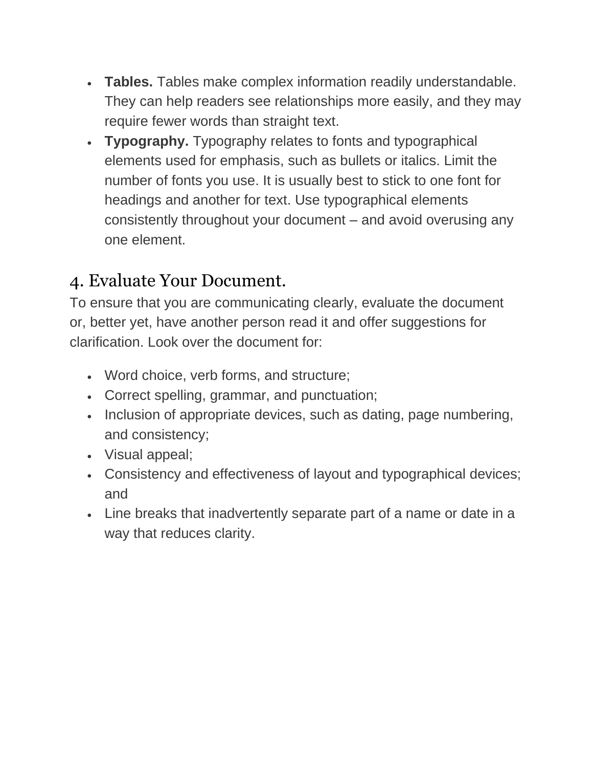- **Tables.** Tables make complex information readily understandable. They can help readers see relationships more easily, and they may require fewer words than straight text.
- **Typography.** Typography relates to fonts and typographical elements used for emphasis, such as bullets or italics. Limit the number of fonts you use. It is usually best to stick to one font for headings and another for text. Use typographical elements consistently throughout your document – and avoid overusing any one element.

## 4. Evaluate Your Document.

To ensure that you are communicating clearly, evaluate the document or, better yet, have another person read it and offer suggestions for clarification. Look over the document for:

- Word choice, verb forms, and structure;
- Correct spelling, grammar, and punctuation;
- Inclusion of appropriate devices, such as dating, page numbering, and consistency;
- Visual appeal;
- Consistency and effectiveness of layout and typographical devices; and
- Line breaks that inadvertently separate part of a name or date in a way that reduces clarity.